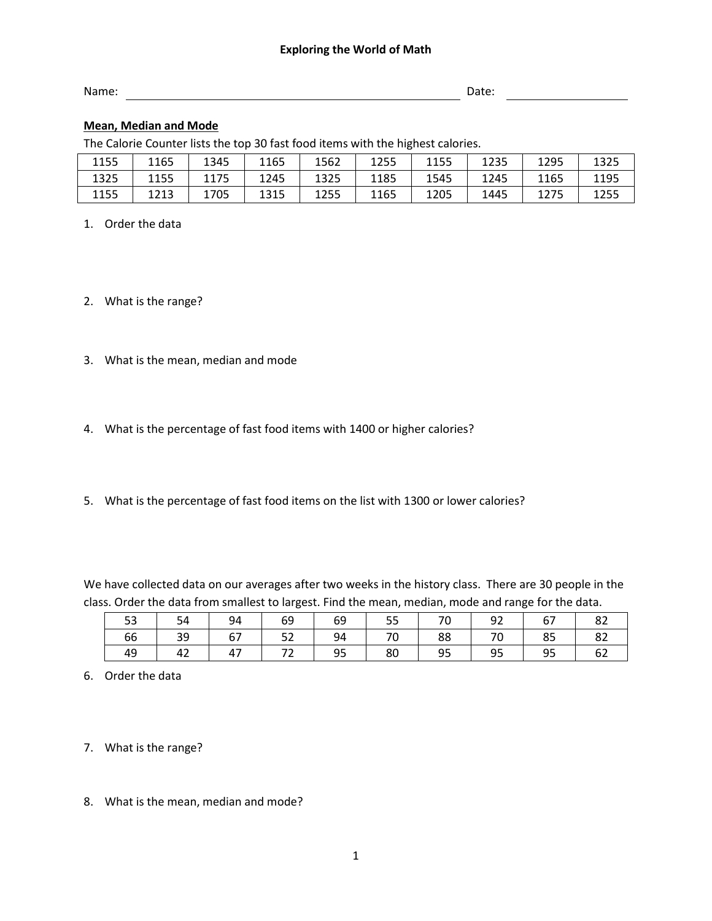# Exploring the World of Math

Name: ______________________________ Date: ______________

**Mean, Median and Mode**

The Calorie Counter lists the top 30 fast food items with the highest calories.

| 1155 | 1165 | 1345 | 1165 | 1562 | 1255 | 1155 | 1235 | 1295 | 1325 |
|---|---|---|---|---|---|---|---|---|---|
| 1325 | 1155 | 1175 | 1245 | 1325 | 1185 | 1545 | 1245 | 1165 | 1195 |
| 1155 | 1213 | 1705 | 1315 | 1255 | 1165 | 1205 | 1445 | 1275 | 1255 |

1. Order the data

2. What is the range?

3. What is the mean, median and mode

4. What is the percentage of fast food items with 1400 or higher calories?

5. What is the percentage of fast food items on the list with 1300 or lower calories?

We have collected data on our averages after two weeks in the history class. There are 30 people in the class. Order the data from smallest to largest. Find the mean, median, mode and range for the data.

| 53 | 54 | 94 | 69 | 69 | 55 | 70 | 92 | 67 | 82 |
|---|---|---|---|---|---|---|---|---|---|
| 66 | 39 | 67 | 52 | 94 | 70 | 88 | 70 | 85 | 82 |
| 49 | 42 | 47 | 72 | 95 | 80 | 95 | 95 | 95 | 62 |

6. Order the data

7. What is the range?

8. What is the mean, median and mode?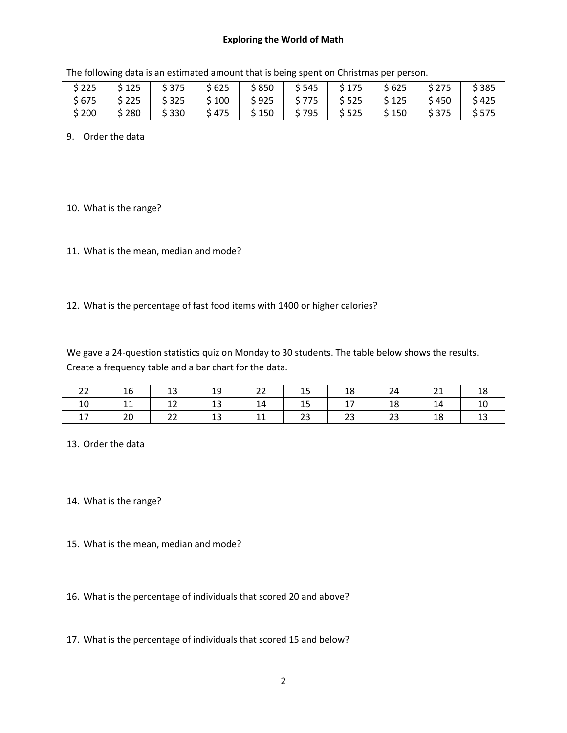**Exploring the World of Math**

The following data is an estimated amount that is being spent on Christmas per person.

| | | | | | | | | | |
|---|---|---|---|---|---|---|---|---|---|
| $ 225 | $ 125 | $ 375 | $ 625 | $ 850 | $ 545 | $ 175 | $ 625 | $ 275 | $ 385 |
| $ 675 | $ 225 | $ 325 | $ 100 | $ 925 | $ 775 | $ 525 | $ 125 | $ 450 | $ 425 |
| $ 200 | $ 280 | $ 330 | $ 475 | $ 150 | $ 795 | $ 525 | $ 150 | $ 375 | $ 575 |

9. Order the data

10. What is the range?

11. What is the mean, median and mode?

12. What is the percentage of fast food items with 1400 or higher calories?

We gave a 24-question statistics quiz on Monday to 30 students. The table below shows the results. Create a frequency table and a bar chart for the data.

| | | | | | | | | | |
|---|---|---|---|---|---|---|---|---|---|
| 22 | 16 | 13 | 19 | 22 | 15 | 18 | 24 | 21 | 18 |
| 10 | 11 | 12 | 13 | 14 | 15 | 17 | 18 | 14 | 10 |
| 17 | 20 | 22 | 13 | 11 | 23 | 23 | 23 | 18 | 13 |

13. Order the data

14. What is the range?

15. What is the mean, median and mode?

16. What is the percentage of individuals that scored 20 and above?

17. What is the percentage of individuals that scored 15 and below?